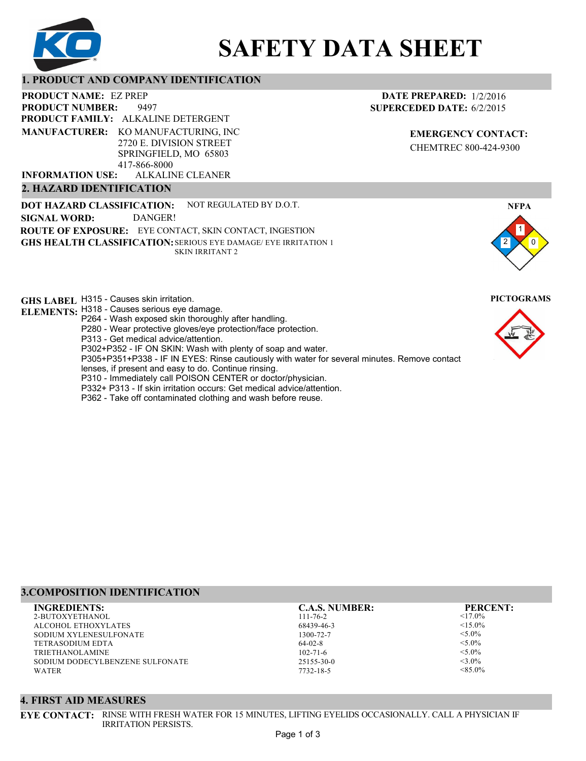# SAFETY DATA SHEET

## 1. PRODUCT AND COMPANY IDENTIFICATION

**PRODUCT NAME:** EZ PREP
**PRODUCT NUMBER:** 9497
**PRODUCT FAMILY:** ALKALINE DETERGENT
**MANUFACTURER:** KO MANUFACTURING, INC
2720 E. DIVISION STREET
SPRINGFIELD, MO 65803
417-866-8000
**INFORMATION USE:** ALKALINE CLEANER

**DATE PREPARED:** 1/2/2016
**SUPERCEDED DATE:** 6/2/2015

**EMERGENCY CONTACT:**
CHEMTREC 800-424-9300

## 2. HAZARD IDENTIFICATION

**DOT HAZARD CLASSIFICATION:** NOT REGULATED BY D.O.T.
**SIGNAL WORD:** DANGER!
**ROUTE OF EXPOSURE:** EYE CONTACT, SKIN CONTACT, INGESTION
**GHS HEALTH CLASSIFICATION:** SERIOUS EYE DAMAGE/ EYE IRRITATION 1
SKIN IRRITANT 2

**NFPA**

Health: 2, Flammability: 1, Instability: 0

**GHS LABEL ELEMENTS:**
H315 - Causes skin irritation.
H318 - Causes serious eye damage.
P264 - Wash exposed skin thoroughly after handling.
P280 - Wear protective gloves/eye protection/face protection.
P313 - Get medical advice/attention.
P302+P352 - IF ON SKIN: Wash with plenty of soap and water.
P305+P351+P338 - IF IN EYES: Rinse cautiously with water for several minutes. Remove contact lenses, if present and easy to do. Continue rinsing.
P310 - Immediately call POISON CENTER or doctor/physician.
P332+ P313 - If skin irritation occurs: Get medical advice/attention.
P362 - Take off contaminated clothing and wash before reuse.

**PICTOGRAMS**

## 3.COMPOSITION IDENTIFICATION

| INGREDIENTS: | C.A.S. NUMBER: | PERCENT: |
|---|---|---|
| 2-BUTOXYETHANOL | 111-76-2 | <17.0% |
| ALCOHOL ETHOXYLATES | 68439-46-3 | <15.0% |
| SODIUM XYLENESULFONATE | 1300-72-7 | <5.0% |
| TETRASODIUM EDTA | 64-02-8 | <5.0% |
| TRIETHANOLAMINE | 102-71-6 | <5.0% |
| SODIUM DODECYLBENZENE SULFONATE | 25155-30-0 | <3.0% |
| WATER | 7732-18-5 | <85.0% |

## 4. FIRST AID MEASURES

**EYE CONTACT:** RINSE WITH FRESH WATER FOR 15 MINUTES, LIFTING EYELIDS OCCASIONALLY. CALL A PHYSICIAN IF IRRITATION PERSISTS.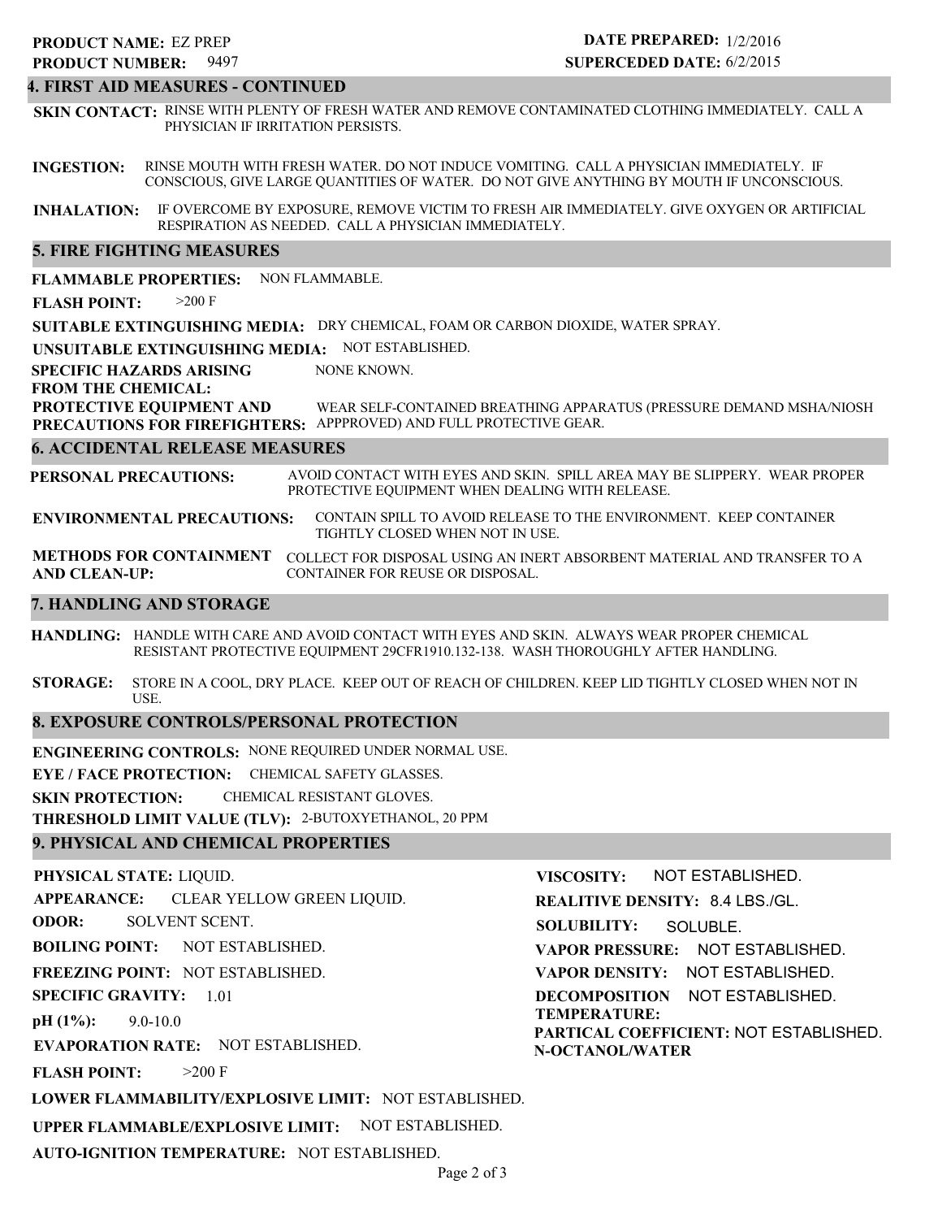**PRODUCT NAME:** EZ PREP
**PRODUCT NUMBER:** 9497

**DATE PREPARED:** 1/2/2016
**SUPERCEDED DATE:** 6/2/2015

## 4. FIRST AID MEASURES - CONTINUED

**SKIN CONTACT:** RINSE WITH PLENTY OF FRESH WATER AND REMOVE CONTAMINATED CLOTHING IMMEDIATELY. CALL A PHYSICIAN IF IRRITATION PERSISTS.

**INGESTION:** RINSE MOUTH WITH FRESH WATER. DO NOT INDUCE VOMITING. CALL A PHYSICIAN IMMEDIATELY. IF CONSCIOUS, GIVE LARGE QUANTITIES OF WATER. DO NOT GIVE ANYTHING BY MOUTH IF UNCONSCIOUS.

**INHALATION:** IF OVERCOME BY EXPOSURE, REMOVE VICTIM TO FRESH AIR IMMEDIATELY. GIVE OXYGEN OR ARTIFICIAL RESPIRATION AS NEEDED. CALL A PHYSICIAN IMMEDIATELY.

## 5. FIRE FIGHTING MEASURES

**FLAMMABLE PROPERTIES:** NON FLAMMABLE.

**FLASH POINT:** >200 F

**SUITABLE EXTINGUISHING MEDIA:** DRY CHEMICAL, FOAM OR CARBON DIOXIDE, WATER SPRAY.

**UNSUITABLE EXTINGUISHING MEDIA:** NOT ESTABLISHED.

**SPECIFIC HAZARDS ARISING FROM THE CHEMICAL:** NONE KNOWN.

**PROTECTIVE EQUIPMENT AND PRECAUTIONS FOR FIREFIGHTERS:** WEAR SELF-CONTAINED BREATHING APPARATUS (PRESSURE DEMAND MSHA/NIOSH APPPROVED) AND FULL PROTECTIVE GEAR.

## 6. ACCIDENTAL RELEASE MEASURES

**PERSONAL PRECAUTIONS:** AVOID CONTACT WITH EYES AND SKIN. SPILL AREA MAY BE SLIPPERY. WEAR PROPER PROTECTIVE EQUIPMENT WHEN DEALING WITH RELEASE.

**ENVIRONMENTAL PRECAUTIONS:** CONTAIN SPILL TO AVOID RELEASE TO THE ENVIRONMENT. KEEP CONTAINER TIGHTLY CLOSED WHEN NOT IN USE.

**METHODS FOR CONTAINMENT AND CLEAN-UP:** COLLECT FOR DISPOSAL USING AN INERT ABSORBENT MATERIAL AND TRANSFER TO A CONTAINER FOR REUSE OR DISPOSAL.

## 7. HANDLING AND STORAGE

**HANDLING:** HANDLE WITH CARE AND AVOID CONTACT WITH EYES AND SKIN. ALWAYS WEAR PROPER CHEMICAL RESISTANT PROTECTIVE EQUIPMENT 29CFR1910.132-138. WASH THOROUGHLY AFTER HANDLING.

**STORAGE:** STORE IN A COOL, DRY PLACE. KEEP OUT OF REACH OF CHILDREN. KEEP LID TIGHTLY CLOSED WHEN NOT IN USE.

## 8. EXPOSURE CONTROLS/PERSONAL PROTECTION

**ENGINEERING CONTROLS:** NONE REQUIRED UNDER NORMAL USE.

**EYE / FACE PROTECTION:** CHEMICAL SAFETY GLASSES.

**SKIN PROTECTION:** CHEMICAL RESISTANT GLOVES.

**THRESHOLD LIMIT VALUE (TLV):** 2-BUTOXYETHANOL, 20 PPM

## 9. PHYSICAL AND CHEMICAL PROPERTIES

**PHYSICAL STATE:** LIQUID.

**APPEARANCE:** CLEAR YELLOW GREEN LIQUID.

**ODOR:** SOLVENT SCENT.

**BOILING POINT:** NOT ESTABLISHED.

**FREEZING POINT:** NOT ESTABLISHED.

**SPECIFIC GRAVITY:** 1.01

**pH (1%):** 9.0-10.0

**EVAPORATION RATE:** NOT ESTABLISHED.

**FLASH POINT:** >200 F

**LOWER FLAMMABILITY/EXPLOSIVE LIMIT:** NOT ESTABLISHED.

**UPPER FLAMMABLE/EXPLOSIVE LIMIT:** NOT ESTABLISHED.

**AUTO-IGNITION TEMPERATURE:** NOT ESTABLISHED.

**VISCOSITY:** NOT ESTABLISHED.

**REALITIVE DENSITY:** 8.4 LBS./GL.

**SOLUBILITY:** SOLUBLE.

**VAPOR PRESSURE:** NOT ESTABLISHED.

**VAPOR DENSITY:** NOT ESTABLISHED.

**DECOMPOSITION TEMPERATURE:** NOT ESTABLISHED.

**PARTICAL COEFFICIENT: N-OCTANOL/WATER** NOT ESTABLISHED.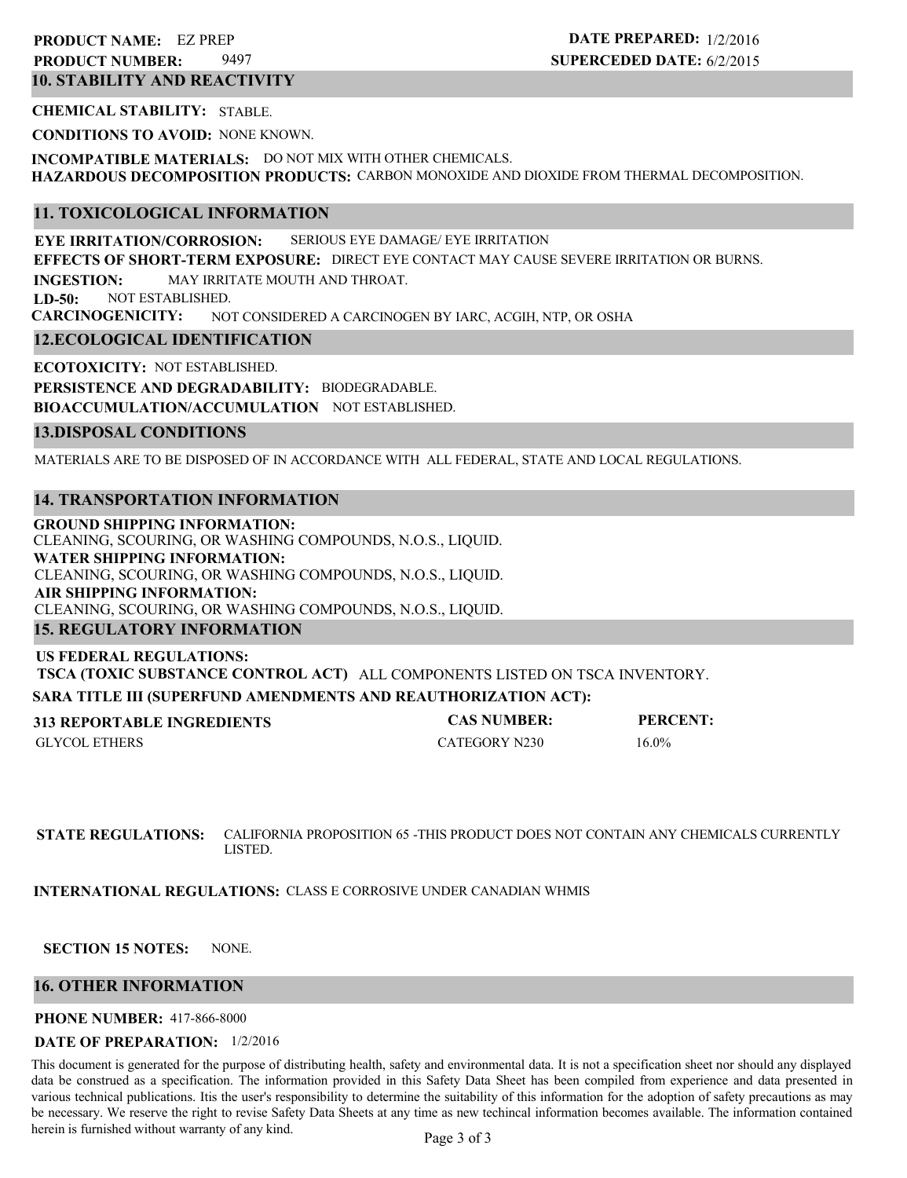**PRODUCT NAME:** EZ PREP

**PRODUCT NUMBER:** 9497

**DATE PREPARED:** 1/2/2016

**SUPERCEDED DATE:** 6/2/2015

## 10. STABILITY AND REACTIVITY

**CHEMICAL STABILITY:** STABLE.

**CONDITIONS TO AVOID:** NONE KNOWN.

**INCOMPATIBLE MATERIALS:** DO NOT MIX WITH OTHER CHEMICALS.

**HAZARDOUS DECOMPOSITION PRODUCTS:** CARBON MONOXIDE AND DIOXIDE FROM THERMAL DECOMPOSITION.

## 11. TOXICOLOGICAL INFORMATION

**EYE IRRITATION/CORROSION:** SERIOUS EYE DAMAGE/ EYE IRRITATION

**EFFECTS OF SHORT-TERM EXPOSURE:** DIRECT EYE CONTACT MAY CAUSE SEVERE IRRITATION OR BURNS.

**INGESTION:** MAY IRRITATE MOUTH AND THROAT.

**LD-50:** NOT ESTABLISHED.

**CARCINOGENICITY:** NOT CONSIDERED A CARCINOGEN BY IARC, ACGIH, NTP, OR OSHA

## 12.ECOLOGICAL IDENTIFICATION

**ECOTOXICITY:** NOT ESTABLISHED.

**PERSISTENCE AND DEGRADABILITY:** BIODEGRADABLE.

**BIOACCUMULATION/ACCUMULATION** NOT ESTABLISHED.

## 13.DISPOSAL CONDITIONS

MATERIALS ARE TO BE DISPOSED OF IN ACCORDANCE WITH ALL FEDERAL, STATE AND LOCAL REGULATIONS.

## 14. TRANSPORTATION INFORMATION

**GROUND SHIPPING INFORMATION:**
CLEANING, SCOURING, OR WASHING COMPOUNDS, N.O.S., LIQUID.

**WATER SHIPPING INFORMATION:**
CLEANING, SCOURING, OR WASHING COMPOUNDS, N.O.S., LIQUID.

**AIR SHIPPING INFORMATION:**
CLEANING, SCOURING, OR WASHING COMPOUNDS, N.O.S., LIQUID.

## 15. REGULATORY INFORMATION

**US FEDERAL REGULATIONS:**

**TSCA (TOXIC SUBSTANCE CONTROL ACT)** ALL COMPONENTS LISTED ON TSCA INVENTORY.

**SARA TITLE III (SUPERFUND AMENDMENTS AND REAUTHORIZATION ACT):**

| 313 REPORTABLE INGREDIENTS | CAS NUMBER: | PERCENT: |
|---|---|---|
| GLYCOL ETHERS | CATEGORY N230 | 16.0% |

**STATE REGULATIONS:** CALIFORNIA PROPOSITION 65 -THIS PRODUCT DOES NOT CONTAIN ANY CHEMICALS CURRENTLY LISTED.

**INTERNATIONAL REGULATIONS:** CLASS E CORROSIVE UNDER CANADIAN WHMIS

**SECTION 15 NOTES:** NONE.

## 16. OTHER INFORMATION

**PHONE NUMBER:** 417-866-8000

**DATE OF PREPARATION:** 1/2/2016

This document is generated for the purpose of distributing health, safety and environmental data. It is not a specification sheet nor should any displayed data be construed as a specification. The information provided in this Safety Data Sheet has been compiled from experience and data presented in various technical publications. Itis the user's responsibility to determine the suitability of this information for the adoption of safety precautions as may be necessary. We reserve the right to revise Safety Data Sheets at any time as new techincal information becomes available. The information contained herein is furnished without warranty of any kind.